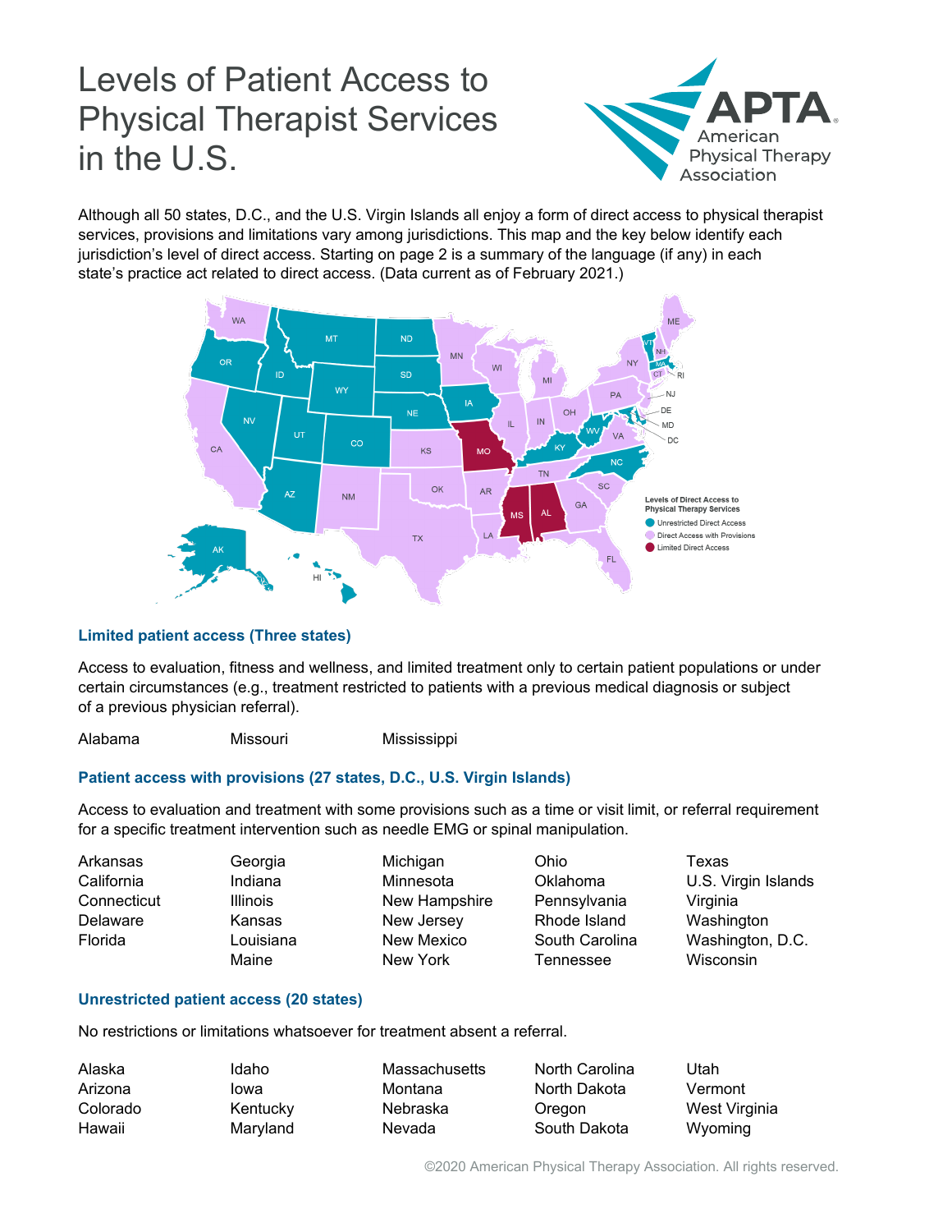# Levels of Patient Access to Physical Therapist Services in the U.S.

Although all 50 states, D.C., and the U.S. Virgin Islands all enjoy a form of direct access to physical therapist services, provisions and limitations vary among jurisdictions. This map and the key below identify each jurisdiction's level of direct access. Starting on page 2 is a summary of the language (if any) in each state's practice act related to direct access. (Data current as of February 2021.)

### Limited patient access (Three states)

Access to evaluation, fitness and wellness, and limited treatment only to certain patient populations or under certain circumstances (e.g., treatment restricted to patients with a previous medical diagnosis or subject of a previous physician referral).

| | | |
|---|---|---|
| Alabama | Missouri | Mississippi |

### Patient access with provisions (27 states, D.C., U.S. Virgin Islands)

Access to evaluation and treatment with some provisions such as a time or visit limit, or referral requirement for a specific treatment intervention such as needle EMG or spinal manipulation.

| | | | | |
|---|---|---|---|---|
| Arkansas | Georgia | Michigan | Ohio | Texas |
| California | Indiana | Minnesota | Oklahoma | U.S. Virgin Islands |
| Connecticut | Illinois | New Hampshire | Pennsylvania | Virginia |
| Delaware | Kansas | New Jersey | Rhode Island | Washington |
| Florida | Louisiana | New Mexico | South Carolina | Washington, D.C. |
| | Maine | New York | Tennessee | Wisconsin |

### Unrestricted patient access (20 states)

No restrictions or limitations whatsoever for treatment absent a referral.

| | | | | |
|---|---|---|---|---|
| Alaska | Idaho | Massachusetts | North Carolina | Utah |
| Arizona | Iowa | Montana | North Dakota | Vermont |
| Colorado | Kentucky | Nebraska | Oregon | West Virginia |
| Hawaii | Maryland | Nevada | South Dakota | Wyoming |

©2020 American Physical Therapy Association. All rights reserved.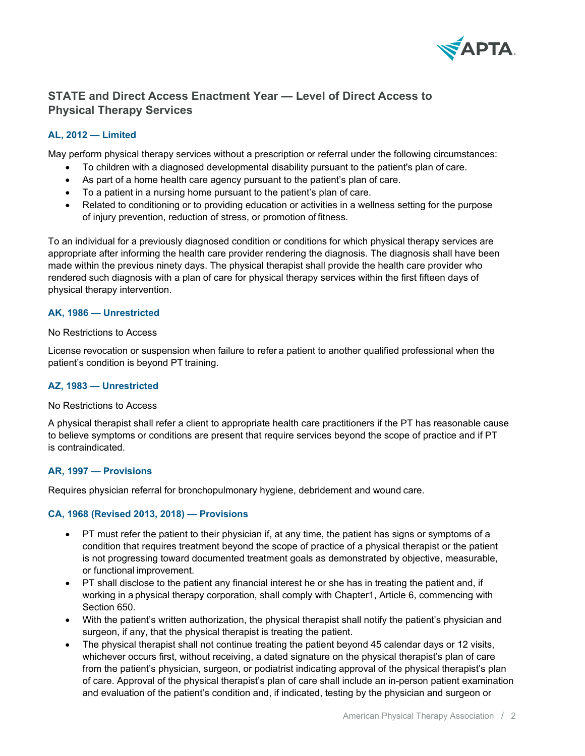## STATE and Direct Access Enactment Year — Level of Direct Access to Physical Therapy Services

### AL, 2012 — Limited

May perform physical therapy services without a prescription or referral under the following circumstances:

- To children with a diagnosed developmental disability pursuant to the patient's plan of care.
- As part of a home health care agency pursuant to the patient's plan of care.
- To a patient in a nursing home pursuant to the patient's plan of care.
- Related to conditioning or to providing education or activities in a wellness setting for the purpose of injury prevention, reduction of stress, or promotion of fitness.

To an individual for a previously diagnosed condition or conditions for which physical therapy services are appropriate after informing the health care provider rendering the diagnosis. The diagnosis shall have been made within the previous ninety days. The physical therapist shall provide the health care provider who rendered such diagnosis with a plan of care for physical therapy services within the first fifteen days of physical therapy intervention.

### AK, 1986 — Unrestricted

No Restrictions to Access

License revocation or suspension when failure to refer a patient to another qualified professional when the patient's condition is beyond PT training.

### AZ, 1983 — Unrestricted

No Restrictions to Access

A physical therapist shall refer a client to appropriate health care practitioners if the PT has reasonable cause to believe symptoms or conditions are present that require services beyond the scope of practice and if PT is contraindicated.

### AR, 1997 — Provisions

Requires physician referral for bronchopulmonary hygiene, debridement and wound care.

### CA, 1968 (Revised 2013, 2018) — Provisions

- PT must refer the patient to their physician if, at any time, the patient has signs or symptoms of a condition that requires treatment beyond the scope of practice of a physical therapist or the patient is not progressing toward documented treatment goals as demonstrated by objective, measurable, or functional improvement.
- PT shall disclose to the patient any financial interest he or she has in treating the patient and, if working in a physical therapy corporation, shall comply with Chapter1, Article 6, commencing with Section 650.
- With the patient's written authorization, the physical therapist shall notify the patient's physician and surgeon, if any, that the physical therapist is treating the patient.
- The physical therapist shall not continue treating the patient beyond 45 calendar days or 12 visits, whichever occurs first, without receiving, a dated signature on the physical therapist's plan of care from the patient's physician, surgeon, or podiatrist indicating approval of the physical therapist's plan of care. Approval of the physical therapist's plan of care shall include an in-person patient examination and evaluation of the patient's condition and, if indicated, testing by the physician and surgeon or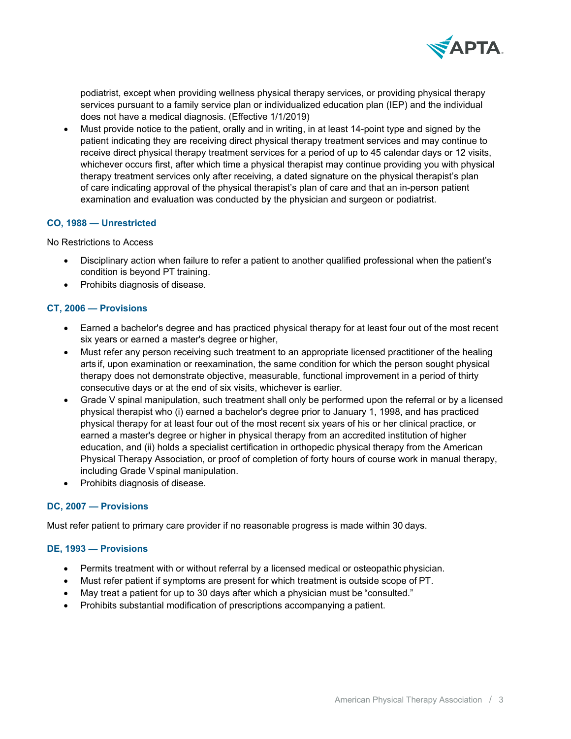podiatrist, except when providing wellness physical therapy services, or providing physical therapy services pursuant to a family service plan or individualized education plan (IEP) and the individual does not have a medical diagnosis. (Effective 1/1/2019)

- Must provide notice to the patient, orally and in writing, in at least 14-point type and signed by the patient indicating they are receiving direct physical therapy treatment services and may continue to receive direct physical therapy treatment services for a period of up to 45 calendar days or 12 visits, whichever occurs first, after which time a physical therapist may continue providing you with physical therapy treatment services only after receiving, a dated signature on the physical therapist's plan of care indicating approval of the physical therapist's plan of care and that an in-person patient examination and evaluation was conducted by the physician and surgeon or podiatrist.

### CO, 1988 — Unrestricted

No Restrictions to Access

- Disciplinary action when failure to refer a patient to another qualified professional when the patient's condition is beyond PT training.
- Prohibits diagnosis of disease.

### CT, 2006 — Provisions

- Earned a bachelor's degree and has practiced physical therapy for at least four out of the most recent six years or earned a master's degree or higher,
- Must refer any person receiving such treatment to an appropriate licensed practitioner of the healing arts if, upon examination or reexamination, the same condition for which the person sought physical therapy does not demonstrate objective, measurable, functional improvement in a period of thirty consecutive days or at the end of six visits, whichever is earlier.
- Grade V spinal manipulation, such treatment shall only be performed upon the referral or by a licensed physical therapist who (i) earned a bachelor's degree prior to January 1, 1998, and has practiced physical therapy for at least four out of the most recent six years of his or her clinical practice, or earned a master's degree or higher in physical therapy from an accredited institution of higher education, and (ii) holds a specialist certification in orthopedic physical therapy from the American Physical Therapy Association, or proof of completion of forty hours of course work in manual therapy, including Grade V spinal manipulation.
- Prohibits diagnosis of disease.

### DC, 2007 — Provisions

Must refer patient to primary care provider if no reasonable progress is made within 30 days.

### DE, 1993 — Provisions

- Permits treatment with or without referral by a licensed medical or osteopathic physician.
- Must refer patient if symptoms are present for which treatment is outside scope of PT.
- May treat a patient for up to 30 days after which a physician must be "consulted."
- Prohibits substantial modification of prescriptions accompanying a patient.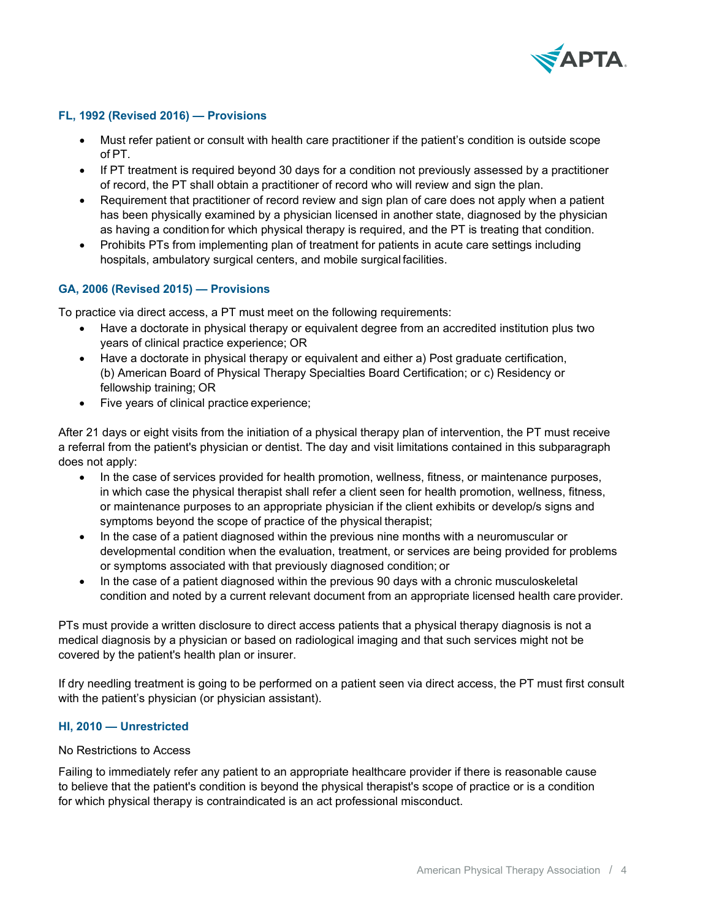### FL, 1992 (Revised 2016) — Provisions

- Must refer patient or consult with health care practitioner if the patient's condition is outside scope of PT.
- If PT treatment is required beyond 30 days for a condition not previously assessed by a practitioner of record, the PT shall obtain a practitioner of record who will review and sign the plan.
- Requirement that practitioner of record review and sign plan of care does not apply when a patient has been physically examined by a physician licensed in another state, diagnosed by the physician as having a condition for which physical therapy is required, and the PT is treating that condition.
- Prohibits PTs from implementing plan of treatment for patients in acute care settings including hospitals, ambulatory surgical centers, and mobile surgical facilities.

### GA, 2006 (Revised 2015) — Provisions

To practice via direct access, a PT must meet on the following requirements:

- Have a doctorate in physical therapy or equivalent degree from an accredited institution plus two years of clinical practice experience; OR
- Have a doctorate in physical therapy or equivalent and either a) Post graduate certification, (b) American Board of Physical Therapy Specialties Board Certification; or c) Residency or fellowship training; OR
- Five years of clinical practice experience;

After 21 days or eight visits from the initiation of a physical therapy plan of intervention, the PT must receive a referral from the patient's physician or dentist. The day and visit limitations contained in this subparagraph does not apply:

- In the case of services provided for health promotion, wellness, fitness, or maintenance purposes, in which case the physical therapist shall refer a client seen for health promotion, wellness, fitness, or maintenance purposes to an appropriate physician if the client exhibits or develop/s signs and symptoms beyond the scope of practice of the physical therapist;
- In the case of a patient diagnosed within the previous nine months with a neuromuscular or developmental condition when the evaluation, treatment, or services are being provided for problems or symptoms associated with that previously diagnosed condition; or
- In the case of a patient diagnosed within the previous 90 days with a chronic musculoskeletal condition and noted by a current relevant document from an appropriate licensed health care provider.

PTs must provide a written disclosure to direct access patients that a physical therapy diagnosis is not a medical diagnosis by a physician or based on radiological imaging and that such services might not be covered by the patient's health plan or insurer.

If dry needling treatment is going to be performed on a patient seen via direct access, the PT must first consult with the patient's physician (or physician assistant).

### HI, 2010 — Unrestricted

No Restrictions to Access

Failing to immediately refer any patient to an appropriate healthcare provider if there is reasonable cause to believe that the patient's condition is beyond the physical therapist's scope of practice or is a condition for which physical therapy is contraindicated is an act professional misconduct.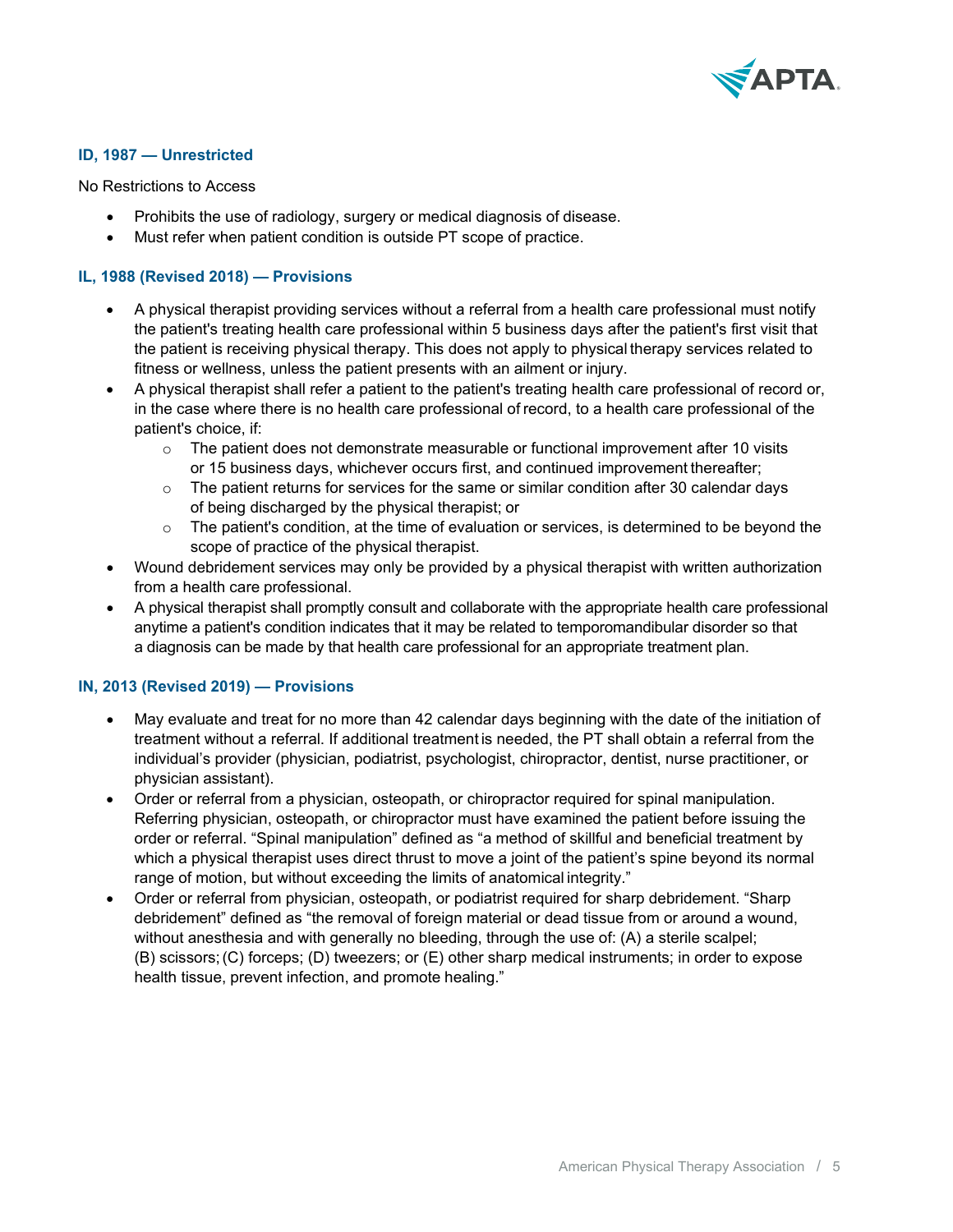### ID, 1987 — Unrestricted

No Restrictions to Access

- Prohibits the use of radiology, surgery or medical diagnosis of disease.
- Must refer when patient condition is outside PT scope of practice.

### IL, 1988 (Revised 2018) — Provisions

- A physical therapist providing services without a referral from a health care professional must notify the patient's treating health care professional within 5 business days after the patient's first visit that the patient is receiving physical therapy. This does not apply to physical therapy services related to fitness or wellness, unless the patient presents with an ailment or injury.
- A physical therapist shall refer a patient to the patient's treating health care professional of record or, in the case where there is no health care professional of record, to a health care professional of the patient's choice, if:
  - The patient does not demonstrate measurable or functional improvement after 10 visits or 15 business days, whichever occurs first, and continued improvement thereafter;
  - The patient returns for services for the same or similar condition after 30 calendar days of being discharged by the physical therapist; or
  - The patient's condition, at the time of evaluation or services, is determined to be beyond the scope of practice of the physical therapist.
- Wound debridement services may only be provided by a physical therapist with written authorization from a health care professional.
- A physical therapist shall promptly consult and collaborate with the appropriate health care professional anytime a patient's condition indicates that it may be related to temporomandibular disorder so that a diagnosis can be made by that health care professional for an appropriate treatment plan.

### IN, 2013 (Revised 2019) — Provisions

- May evaluate and treat for no more than 42 calendar days beginning with the date of the initiation of treatment without a referral. If additional treatment is needed, the PT shall obtain a referral from the individual's provider (physician, podiatrist, psychologist, chiropractor, dentist, nurse practitioner, or physician assistant).
- Order or referral from a physician, osteopath, or chiropractor required for spinal manipulation. Referring physician, osteopath, or chiropractor must have examined the patient before issuing the order or referral. "Spinal manipulation" defined as "a method of skillful and beneficial treatment by which a physical therapist uses direct thrust to move a joint of the patient's spine beyond its normal range of motion, but without exceeding the limits of anatomical integrity."
- Order or referral from physician, osteopath, or podiatrist required for sharp debridement. "Sharp debridement" defined as "the removal of foreign material or dead tissue from or around a wound, without anesthesia and with generally no bleeding, through the use of: (A) a sterile scalpel; (B) scissors; (C) forceps; (D) tweezers; or (E) other sharp medical instruments; in order to expose health tissue, prevent infection, and promote healing."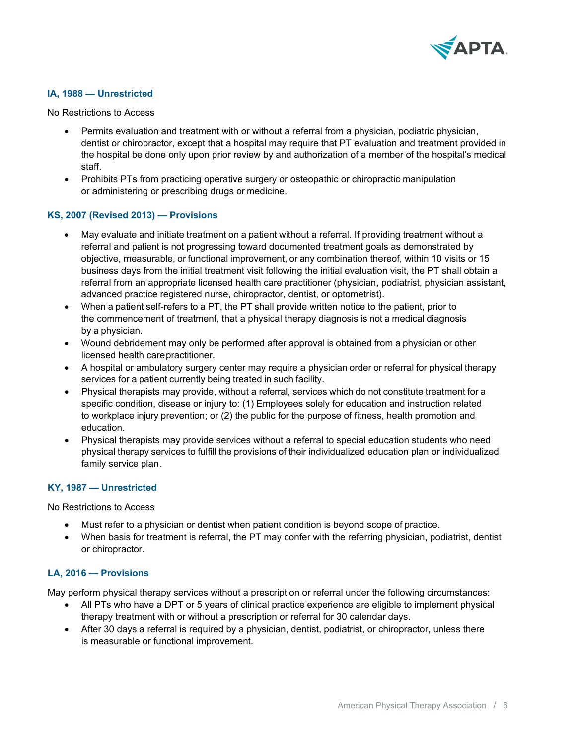### IA, 1988 — Unrestricted

No Restrictions to Access

- Permits evaluation and treatment with or without a referral from a physician, podiatric physician, dentist or chiropractor, except that a hospital may require that PT evaluation and treatment provided in the hospital be done only upon prior review by and authorization of a member of the hospital's medical staff.
- Prohibits PTs from practicing operative surgery or osteopathic or chiropractic manipulation or administering or prescribing drugs or medicine.

### KS, 2007 (Revised 2013) — Provisions

- May evaluate and initiate treatment on a patient without a referral. If providing treatment without a referral and patient is not progressing toward documented treatment goals as demonstrated by objective, measurable, or functional improvement, or any combination thereof, within 10 visits or 15 business days from the initial treatment visit following the initial evaluation visit, the PT shall obtain a referral from an appropriate licensed health care practitioner (physician, podiatrist, physician assistant, advanced practice registered nurse, chiropractor, dentist, or optometrist).
- When a patient self-refers to a PT, the PT shall provide written notice to the patient, prior to the commencement of treatment, that a physical therapy diagnosis is not a medical diagnosis by a physician.
- Wound debridement may only be performed after approval is obtained from a physician or other licensed health care practitioner.
- A hospital or ambulatory surgery center may require a physician order or referral for physical therapy services for a patient currently being treated in such facility.
- Physical therapists may provide, without a referral, services which do not constitute treatment for a specific condition, disease or injury to: (1) Employees solely for education and instruction related to workplace injury prevention; or (2) the public for the purpose of fitness, health promotion and education.
- Physical therapists may provide services without a referral to special education students who need physical therapy services to fulfill the provisions of their individualized education plan or individualized family service plan.

### KY, 1987 — Unrestricted

No Restrictions to Access

- Must refer to a physician or dentist when patient condition is beyond scope of practice.
- When basis for treatment is referral, the PT may confer with the referring physician, podiatrist, dentist or chiropractor.

### LA, 2016 — Provisions

May perform physical therapy services without a prescription or referral under the following circumstances:

- All PTs who have a DPT or 5 years of clinical practice experience are eligible to implement physical therapy treatment with or without a prescription or referral for 30 calendar days.
- After 30 days a referral is required by a physician, dentist, podiatrist, or chiropractor, unless there is measurable or functional improvement.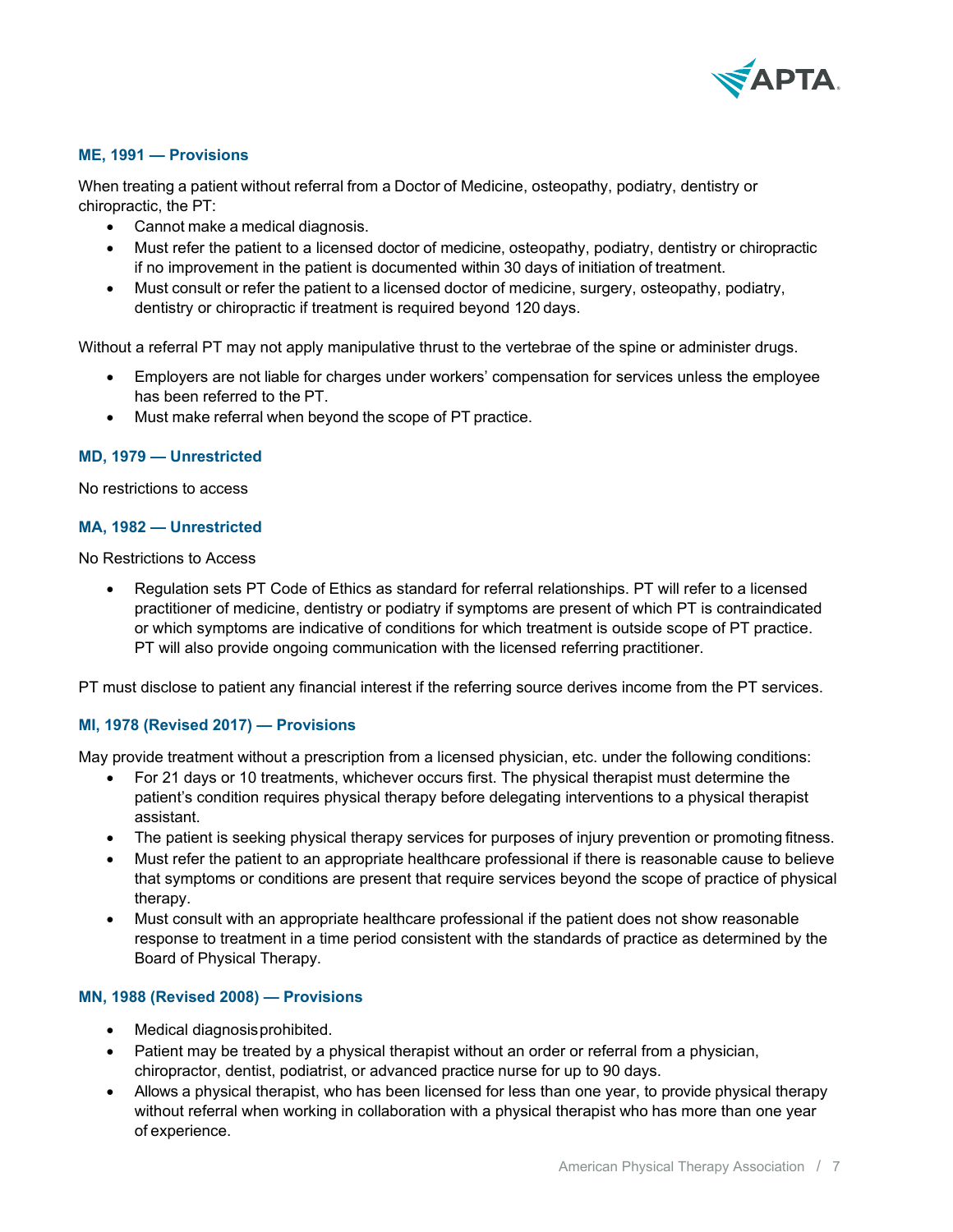### ME, 1991 — Provisions

When treating a patient without referral from a Doctor of Medicine, osteopathy, podiatry, dentistry or chiropractic, the PT:

- Cannot make a medical diagnosis.
- Must refer the patient to a licensed doctor of medicine, osteopathy, podiatry, dentistry or chiropractic if no improvement in the patient is documented within 30 days of initiation of treatment.
- Must consult or refer the patient to a licensed doctor of medicine, surgery, osteopathy, podiatry, dentistry or chiropractic if treatment is required beyond 120 days.

Without a referral PT may not apply manipulative thrust to the vertebrae of the spine or administer drugs.

- Employers are not liable for charges under workers' compensation for services unless the employee has been referred to the PT.
- Must make referral when beyond the scope of PT practice.

### MD, 1979 — Unrestricted

No restrictions to access

### MA, 1982 — Unrestricted

No Restrictions to Access

- Regulation sets PT Code of Ethics as standard for referral relationships. PT will refer to a licensed practitioner of medicine, dentistry or podiatry if symptoms are present of which PT is contraindicated or which symptoms are indicative of conditions for which treatment is outside scope of PT practice. PT will also provide ongoing communication with the licensed referring practitioner.

PT must disclose to patient any financial interest if the referring source derives income from the PT services.

### MI, 1978 (Revised 2017) — Provisions

May provide treatment without a prescription from a licensed physician, etc. under the following conditions:

- For 21 days or 10 treatments, whichever occurs first. The physical therapist must determine the patient's condition requires physical therapy before delegating interventions to a physical therapist assistant.
- The patient is seeking physical therapy services for purposes of injury prevention or promoting fitness.
- Must refer the patient to an appropriate healthcare professional if there is reasonable cause to believe that symptoms or conditions are present that require services beyond the scope of practice of physical therapy.
- Must consult with an appropriate healthcare professional if the patient does not show reasonable response to treatment in a time period consistent with the standards of practice as determined by the Board of Physical Therapy.

### MN, 1988 (Revised 2008) — Provisions

- Medical diagnosis prohibited.
- Patient may be treated by a physical therapist without an order or referral from a physician, chiropractor, dentist, podiatrist, or advanced practice nurse for up to 90 days.
- Allows a physical therapist, who has been licensed for less than one year, to provide physical therapy without referral when working in collaboration with a physical therapist who has more than one year of experience.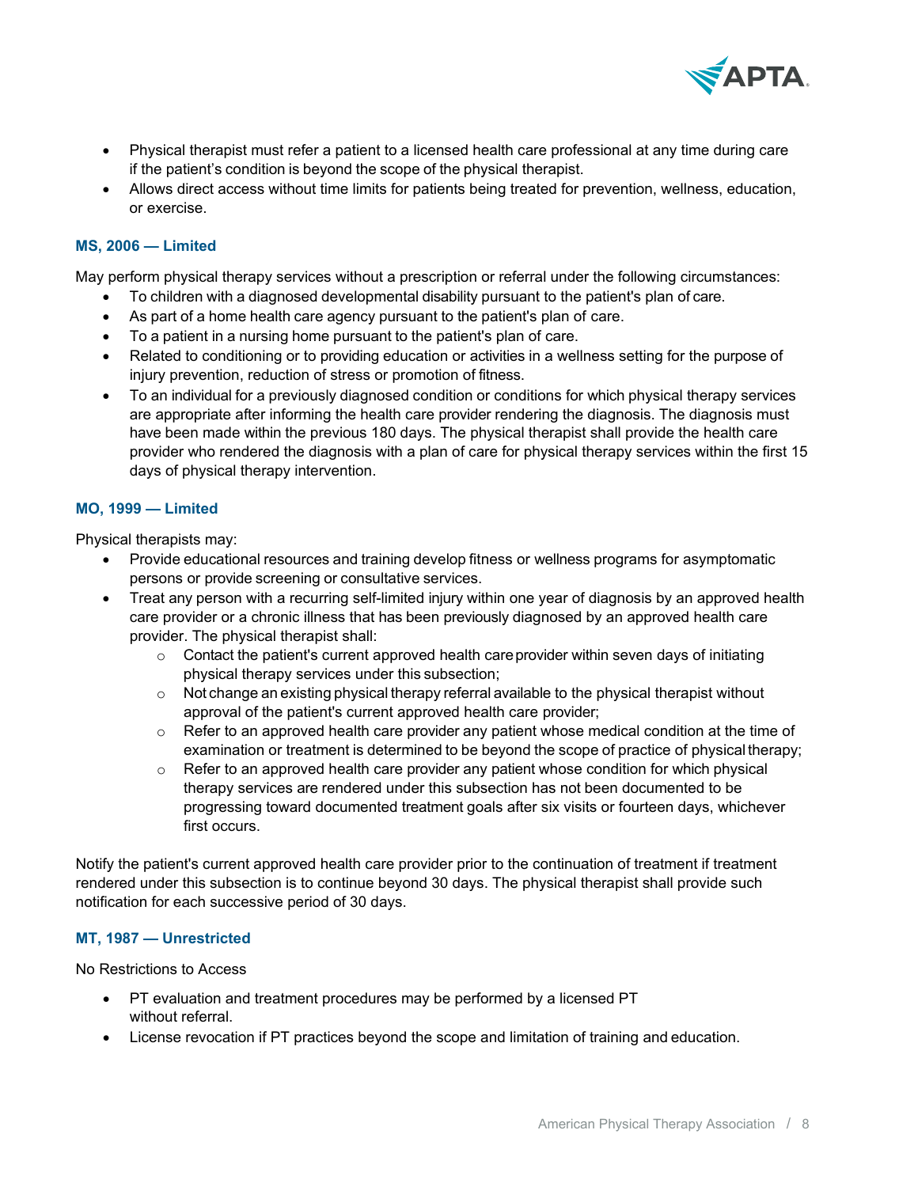- Physical therapist must refer a patient to a licensed health care professional at any time during care if the patient's condition is beyond the scope of the physical therapist.
- Allows direct access without time limits for patients being treated for prevention, wellness, education, or exercise.

### MS, 2006 — Limited

May perform physical therapy services without a prescription or referral under the following circumstances:

- To children with a diagnosed developmental disability pursuant to the patient's plan of care.
- As part of a home health care agency pursuant to the patient's plan of care.
- To a patient in a nursing home pursuant to the patient's plan of care.
- Related to conditioning or to providing education or activities in a wellness setting for the purpose of injury prevention, reduction of stress or promotion of fitness.
- To an individual for a previously diagnosed condition or conditions for which physical therapy services are appropriate after informing the health care provider rendering the diagnosis. The diagnosis must have been made within the previous 180 days. The physical therapist shall provide the health care provider who rendered the diagnosis with a plan of care for physical therapy services within the first 15 days of physical therapy intervention.

### MO, 1999 — Limited

Physical therapists may:

- Provide educational resources and training develop fitness or wellness programs for asymptomatic persons or provide screening or consultative services.
- Treat any person with a recurring self-limited injury within one year of diagnosis by an approved health care provider or a chronic illness that has been previously diagnosed by an approved health care provider. The physical therapist shall:
    - Contact the patient's current approved health care provider within seven days of initiating physical therapy services under this subsection;
    - Not change an existing physical therapy referral available to the physical therapist without approval of the patient's current approved health care provider;
    - Refer to an approved health care provider any patient whose medical condition at the time of examination or treatment is determined to be beyond the scope of practice of physical therapy;
    - Refer to an approved health care provider any patient whose condition for which physical therapy services are rendered under this subsection has not been documented to be progressing toward documented treatment goals after six visits or fourteen days, whichever first occurs.

Notify the patient's current approved health care provider prior to the continuation of treatment if treatment rendered under this subsection is to continue beyond 30 days. The physical therapist shall provide such notification for each successive period of 30 days.

### MT, 1987 — Unrestricted

No Restrictions to Access

- PT evaluation and treatment procedures may be performed by a licensed PT without referral.
- License revocation if PT practices beyond the scope and limitation of training and education.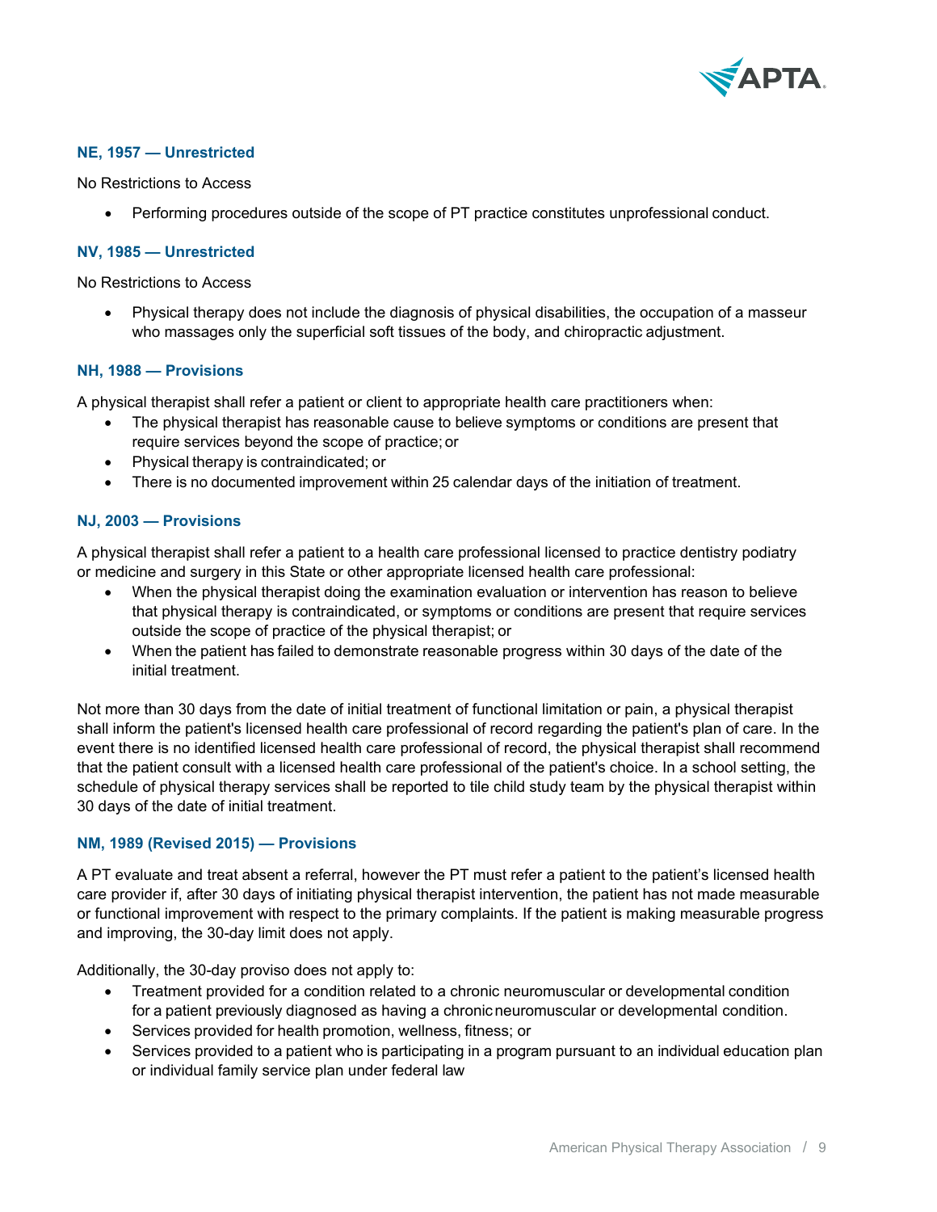### NE, 1957 — Unrestricted

No Restrictions to Access

- Performing procedures outside of the scope of PT practice constitutes unprofessional conduct.

### NV, 1985 — Unrestricted

No Restrictions to Access

- Physical therapy does not include the diagnosis of physical disabilities, the occupation of a masseur who massages only the superficial soft tissues of the body, and chiropractic adjustment.

### NH, 1988 — Provisions

A physical therapist shall refer a patient or client to appropriate health care practitioners when:

- The physical therapist has reasonable cause to believe symptoms or conditions are present that require services beyond the scope of practice; or
- Physical therapy is contraindicated; or
- There is no documented improvement within 25 calendar days of the initiation of treatment.

### NJ, 2003 — Provisions

A physical therapist shall refer a patient to a health care professional licensed to practice dentistry podiatry or medicine and surgery in this State or other appropriate licensed health care professional:

- When the physical therapist doing the examination evaluation or intervention has reason to believe that physical therapy is contraindicated, or symptoms or conditions are present that require services outside the scope of practice of the physical therapist; or
- When the patient has failed to demonstrate reasonable progress within 30 days of the date of the initial treatment.

Not more than 30 days from the date of initial treatment of functional limitation or pain, a physical therapist shall inform the patient's licensed health care professional of record regarding the patient's plan of care. In the event there is no identified licensed health care professional of record, the physical therapist shall recommend that the patient consult with a licensed health care professional of the patient's choice. In a school setting, the schedule of physical therapy services shall be reported to tile child study team by the physical therapist within 30 days of the date of initial treatment.

### NM, 1989 (Revised 2015) — Provisions

A PT evaluate and treat absent a referral, however the PT must refer a patient to the patient's licensed health care provider if, after 30 days of initiating physical therapist intervention, the patient has not made measurable or functional improvement with respect to the primary complaints. If the patient is making measurable progress and improving, the 30-day limit does not apply.

Additionally, the 30-day proviso does not apply to:

- Treatment provided for a condition related to a chronic neuromuscular or developmental condition for a patient previously diagnosed as having a chronic neuromuscular or developmental condition.
- Services provided for health promotion, wellness, fitness; or
- Services provided to a patient who is participating in a program pursuant to an individual education plan or individual family service plan under federal law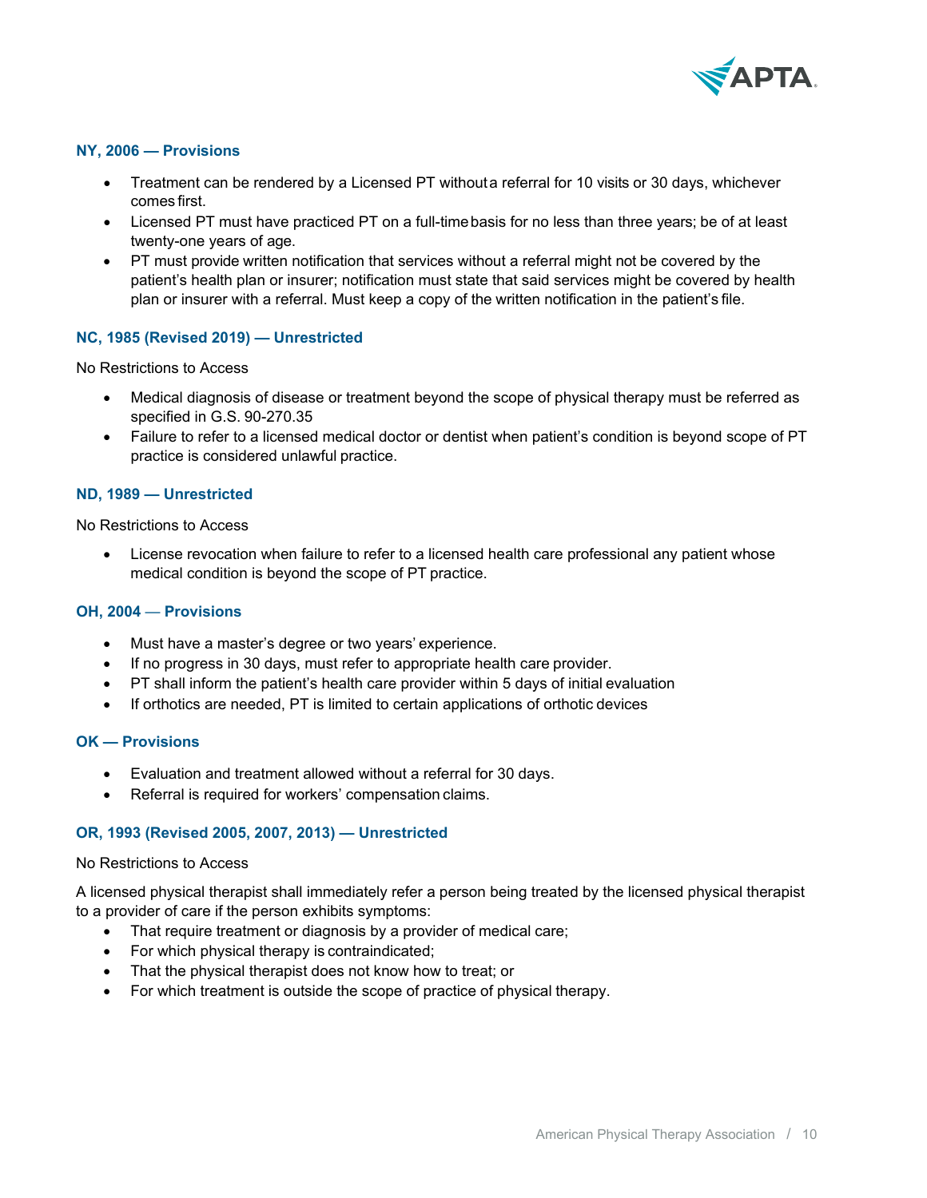### NY, 2006 — Provisions

- Treatment can be rendered by a Licensed PT without a referral for 10 visits or 30 days, whichever comes first.
- Licensed PT must have practiced PT on a full-time basis for no less than three years; be of at least twenty-one years of age.
- PT must provide written notification that services without a referral might not be covered by the patient's health plan or insurer; notification must state that said services might be covered by health plan or insurer with a referral. Must keep a copy of the written notification in the patient's file.

### NC, 1985 (Revised 2019) — Unrestricted

No Restrictions to Access

- Medical diagnosis of disease or treatment beyond the scope of physical therapy must be referred as specified in G.S. 90-270.35
- Failure to refer to a licensed medical doctor or dentist when patient's condition is beyond scope of PT practice is considered unlawful practice.

### ND, 1989 — Unrestricted

No Restrictions to Access

- License revocation when failure to refer to a licensed health care professional any patient whose medical condition is beyond the scope of PT practice.

### OH, 2004 — Provisions

- Must have a master's degree or two years' experience.
- If no progress in 30 days, must refer to appropriate health care provider.
- PT shall inform the patient's health care provider within 5 days of initial evaluation
- If orthotics are needed, PT is limited to certain applications of orthotic devices

### OK — Provisions

- Evaluation and treatment allowed without a referral for 30 days.
- Referral is required for workers' compensation claims.

### OR, 1993 (Revised 2005, 2007, 2013) — Unrestricted

No Restrictions to Access

A licensed physical therapist shall immediately refer a person being treated by the licensed physical therapist to a provider of care if the person exhibits symptoms:

- That require treatment or diagnosis by a provider of medical care;
- For which physical therapy is contraindicated;
- That the physical therapist does not know how to treat; or
- For which treatment is outside the scope of practice of physical therapy.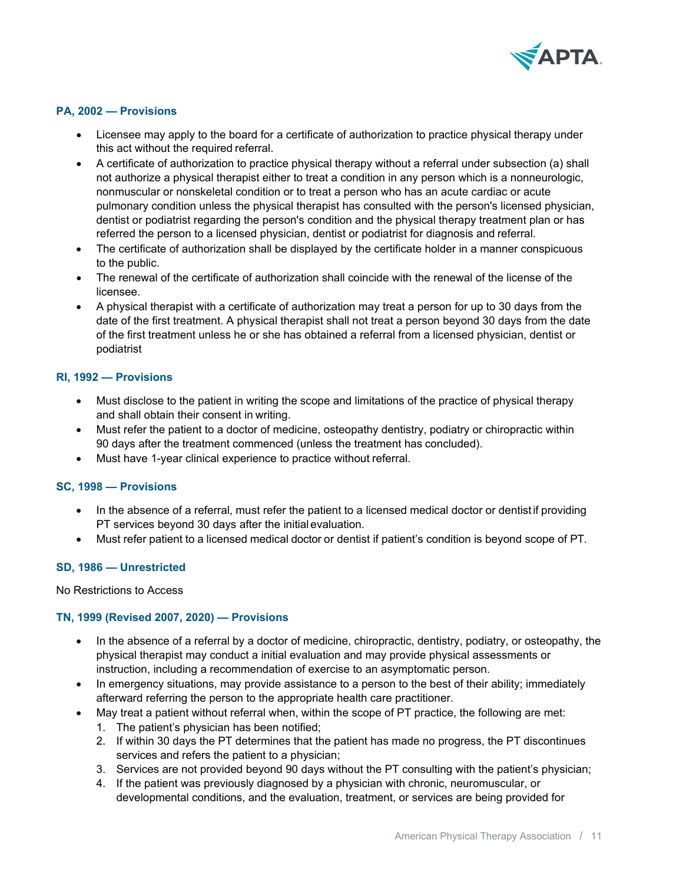### PA, 2002 — Provisions

- Licensee may apply to the board for a certificate of authorization to practice physical therapy under this act without the required referral.
- A certificate of authorization to practice physical therapy without a referral under subsection (a) shall not authorize a physical therapist either to treat a condition in any person which is a nonneurologic, nonmuscular or nonskeletal condition or to treat a person who has an acute cardiac or acute pulmonary condition unless the physical therapist has consulted with the person's licensed physician, dentist or podiatrist regarding the person's condition and the physical therapy treatment plan or has referred the person to a licensed physician, dentist or podiatrist for diagnosis and referral.
- The certificate of authorization shall be displayed by the certificate holder in a manner conspicuous to the public.
- The renewal of the certificate of authorization shall coincide with the renewal of the license of the licensee.
- A physical therapist with a certificate of authorization may treat a person for up to 30 days from the date of the first treatment. A physical therapist shall not treat a person beyond 30 days from the date of the first treatment unless he or she has obtained a referral from a licensed physician, dentist or podiatrist

### RI, 1992 — Provisions

- Must disclose to the patient in writing the scope and limitations of the practice of physical therapy and shall obtain their consent in writing.
- Must refer the patient to a doctor of medicine, osteopathy dentistry, podiatry or chiropractic within 90 days after the treatment commenced (unless the treatment has concluded).
- Must have 1-year clinical experience to practice without referral.

### SC, 1998 — Provisions

- In the absence of a referral, must refer the patient to a licensed medical doctor or dentist if providing PT services beyond 30 days after the initial evaluation.
- Must refer patient to a licensed medical doctor or dentist if patient's condition is beyond scope of PT.

### SD, 1986 — Unrestricted

No Restrictions to Access

### TN, 1999 (Revised 2007, 2020) — Provisions

- In the absence of a referral by a doctor of medicine, chiropractic, dentistry, podiatry, or osteopathy, the physical therapist may conduct a initial evaluation and may provide physical assessments or instruction, including a recommendation of exercise to an asymptomatic person.
- In emergency situations, may provide assistance to a person to the best of their ability; immediately afterward referring the person to the appropriate health care practitioner.
- May treat a patient without referral when, within the scope of PT practice, the following are met:
  1. The patient's physician has been notified;
  2. If within 30 days the PT determines that the patient has made no progress, the PT discontinues services and refers the patient to a physician;
  3. Services are not provided beyond 90 days without the PT consulting with the patient's physician;
  4. If the patient was previously diagnosed by a physician with chronic, neuromuscular, or developmental conditions, and the evaluation, treatment, or services are being provided for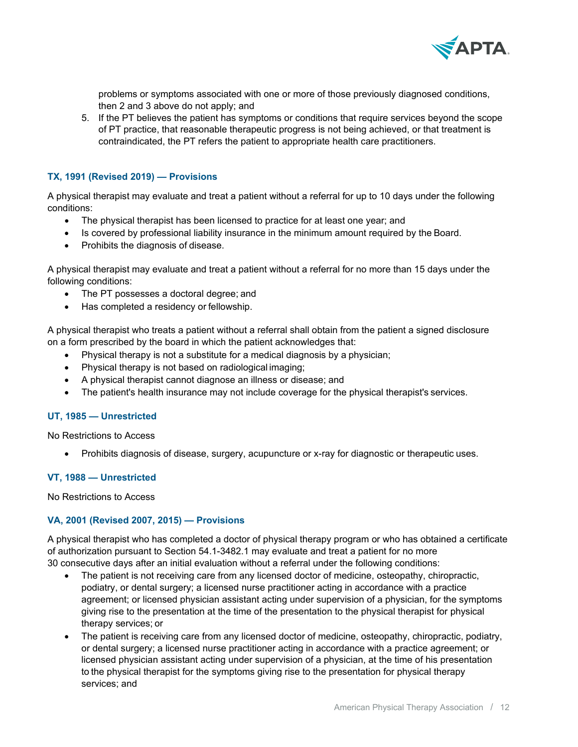problems or symptoms associated with one or more of those previously diagnosed conditions, then 2 and 3 above do not apply; and

5. If the PT believes the patient has symptoms or conditions that require services beyond the scope of PT practice, that reasonable therapeutic progress is not being achieved, or that treatment is contraindicated, the PT refers the patient to appropriate health care practitioners.

### TX, 1991 (Revised 2019) — Provisions

A physical therapist may evaluate and treat a patient without a referral for up to 10 days under the following conditions:

- The physical therapist has been licensed to practice for at least one year; and
- Is covered by professional liability insurance in the minimum amount required by the Board.
- Prohibits the diagnosis of disease.

A physical therapist may evaluate and treat a patient without a referral for no more than 15 days under the following conditions:

- The PT possesses a doctoral degree; and
- Has completed a residency or fellowship.

A physical therapist who treats a patient without a referral shall obtain from the patient a signed disclosure on a form prescribed by the board in which the patient acknowledges that:

- Physical therapy is not a substitute for a medical diagnosis by a physician;
- Physical therapy is not based on radiological imaging;
- A physical therapist cannot diagnose an illness or disease; and
- The patient's health insurance may not include coverage for the physical therapist's services.

### UT, 1985 — Unrestricted

No Restrictions to Access

- Prohibits diagnosis of disease, surgery, acupuncture or x-ray for diagnostic or therapeutic uses.

### VT, 1988 — Unrestricted

No Restrictions to Access

### VA, 2001 (Revised 2007, 2015) — Provisions

A physical therapist who has completed a doctor of physical therapy program or who has obtained a certificate of authorization pursuant to Section 54.1-3482.1 may evaluate and treat a patient for no more 30 consecutive days after an initial evaluation without a referral under the following conditions:

- The patient is not receiving care from any licensed doctor of medicine, osteopathy, chiropractic, podiatry, or dental surgery; a licensed nurse practitioner acting in accordance with a practice agreement; or licensed physician assistant acting under supervision of a physician, for the symptoms giving rise to the presentation at the time of the presentation to the physical therapist for physical therapy services; or
- The patient is receiving care from any licensed doctor of medicine, osteopathy, chiropractic, podiatry, or dental surgery; a licensed nurse practitioner acting in accordance with a practice agreement; or licensed physician assistant acting under supervision of a physician, at the time of his presentation to the physical therapist for the symptoms giving rise to the presentation for physical therapy services; and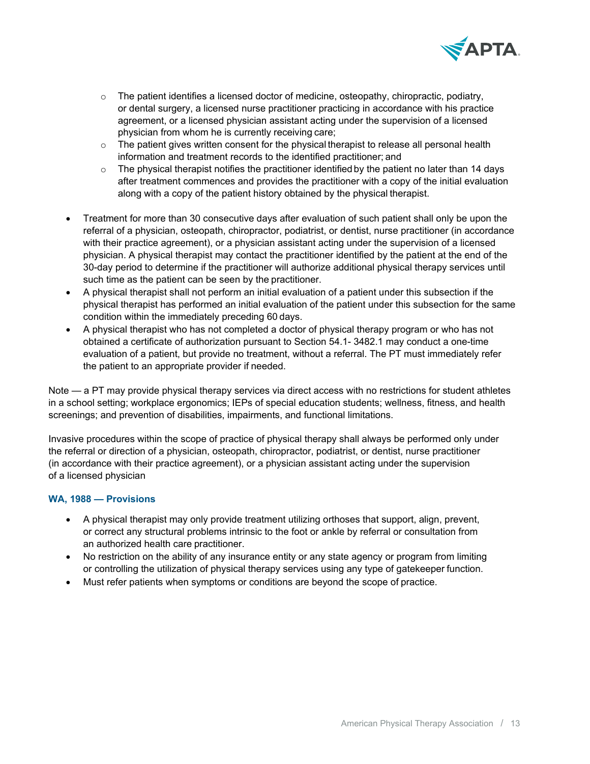- The patient identifies a licensed doctor of medicine, osteopathy, chiropractic, podiatry, or dental surgery, a licensed nurse practitioner practicing in accordance with his practice agreement, or a licensed physician assistant acting under the supervision of a licensed physician from whom he is currently receiving care;
  - The patient gives written consent for the physical therapist to release all personal health information and treatment records to the identified practitioner; and
  - The physical therapist notifies the practitioner identified by the patient no later than 14 days after treatment commences and provides the practitioner with a copy of the initial evaluation along with a copy of the patient history obtained by the physical therapist.

- Treatment for more than 30 consecutive days after evaluation of such patient shall only be upon the referral of a physician, osteopath, chiropractor, podiatrist, or dentist, nurse practitioner (in accordance with their practice agreement), or a physician assistant acting under the supervision of a licensed physician. A physical therapist may contact the practitioner identified by the patient at the end of the 30-day period to determine if the practitioner will authorize additional physical therapy services until such time as the patient can be seen by the practitioner.
- A physical therapist shall not perform an initial evaluation of a patient under this subsection if the physical therapist has performed an initial evaluation of the patient under this subsection for the same condition within the immediately preceding 60 days.
- A physical therapist who has not completed a doctor of physical therapy program or who has not obtained a certificate of authorization pursuant to Section 54.1- 3482.1 may conduct a one-time evaluation of a patient, but provide no treatment, without a referral. The PT must immediately refer the patient to an appropriate provider if needed.

Note — a PT may provide physical therapy services via direct access with no restrictions for student athletes in a school setting; workplace ergonomics; IEPs of special education students; wellness, fitness, and health screenings; and prevention of disabilities, impairments, and functional limitations.

Invasive procedures within the scope of practice of physical therapy shall always be performed only under the referral or direction of a physician, osteopath, chiropractor, podiatrist, or dentist, nurse practitioner (in accordance with their practice agreement), or a physician assistant acting under the supervision of a licensed physician

### WA, 1988 — Provisions

- A physical therapist may only provide treatment utilizing orthoses that support, align, prevent, or correct any structural problems intrinsic to the foot or ankle by referral or consultation from an authorized health care practitioner.
- No restriction on the ability of any insurance entity or any state agency or program from limiting or controlling the utilization of physical therapy services using any type of gatekeeper function.
- Must refer patients when symptoms or conditions are beyond the scope of practice.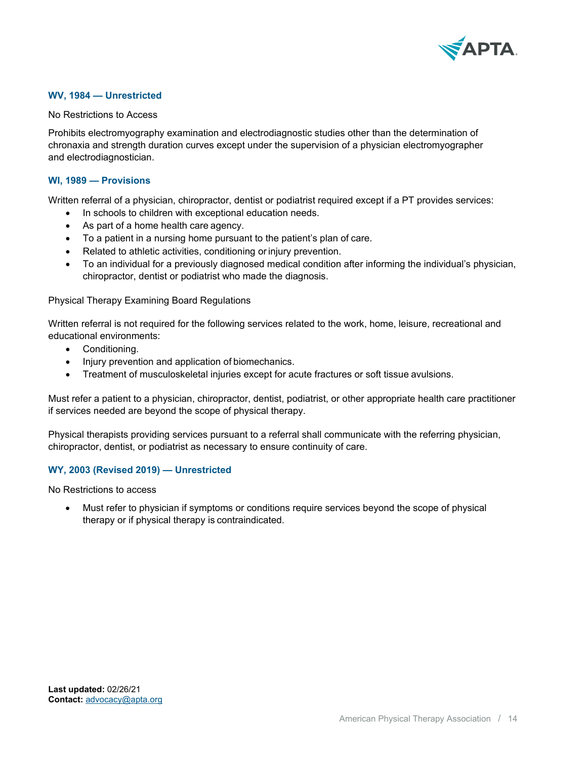### WV, 1984 — Unrestricted

No Restrictions to Access

Prohibits electromyography examination and electrodiagnostic studies other than the determination of chronaxia and strength duration curves except under the supervision of a physician electromyographer and electrodiagnostician.

### WI, 1989 — Provisions

Written referral of a physician, chiropractor, dentist or podiatrist required except if a PT provides services:

- In schools to children with exceptional education needs.
- As part of a home health care agency.
- To a patient in a nursing home pursuant to the patient's plan of care.
- Related to athletic activities, conditioning or injury prevention.
- To an individual for a previously diagnosed medical condition after informing the individual's physician, chiropractor, dentist or podiatrist who made the diagnosis.

Physical Therapy Examining Board Regulations

Written referral is not required for the following services related to the work, home, leisure, recreational and educational environments:

- Conditioning.
- Injury prevention and application of biomechanics.
- Treatment of musculoskeletal injuries except for acute fractures or soft tissue avulsions.

Must refer a patient to a physician, chiropractor, dentist, podiatrist, or other appropriate health care practitioner if services needed are beyond the scope of physical therapy.

Physical therapists providing services pursuant to a referral shall communicate with the referring physician, chiropractor, dentist, or podiatrist as necessary to ensure continuity of care.

### WY, 2003 (Revised 2019) — Unrestricted

No Restrictions to access

- Must refer to physician if symptoms or conditions require services beyond the scope of physical therapy or if physical therapy is contraindicated.

**Last updated:** 02/26/21
**Contact:** advocacy@apta.org